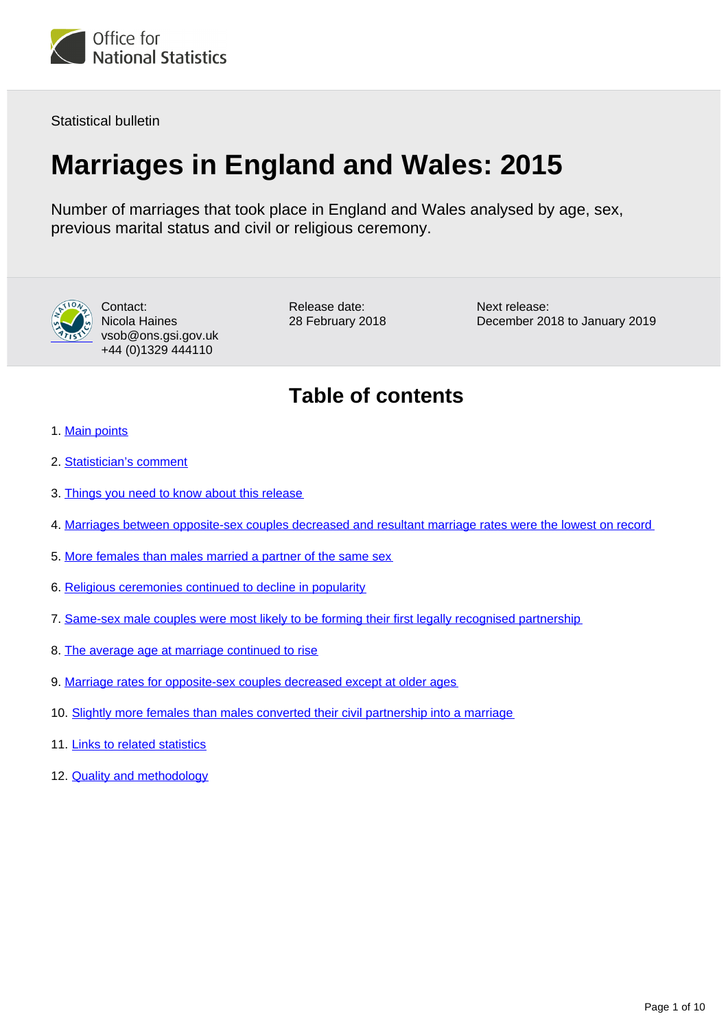Office for National Statistics

Statistical bulletin

# Marriages in England and Wales: 2015

Number of marriages that took place in England and Wales analysed by age, sex, previous marital status and civil or religious ceremony.

Contact:
Nicola Haines
vsob@ons.gsi.gov.uk
+44 (0)1329 444110

Release date:
28 February 2018

Next release:
December 2018 to January 2019

## Table of contents

1. Main points
2. Statistician's comment
3. Things you need to know about this release
4. Marriages between opposite-sex couples decreased and resultant marriage rates were the lowest on record
5. More females than males married a partner of the same sex
6. Religious ceremonies continued to decline in popularity
7. Same-sex male couples were most likely to be forming their first legally recognised partnership
8. The average age at marriage continued to rise
9. Marriage rates for opposite-sex couples decreased except at older ages
10. Slightly more females than males converted their civil partnership into a marriage
11. Links to related statistics
12. Quality and methodology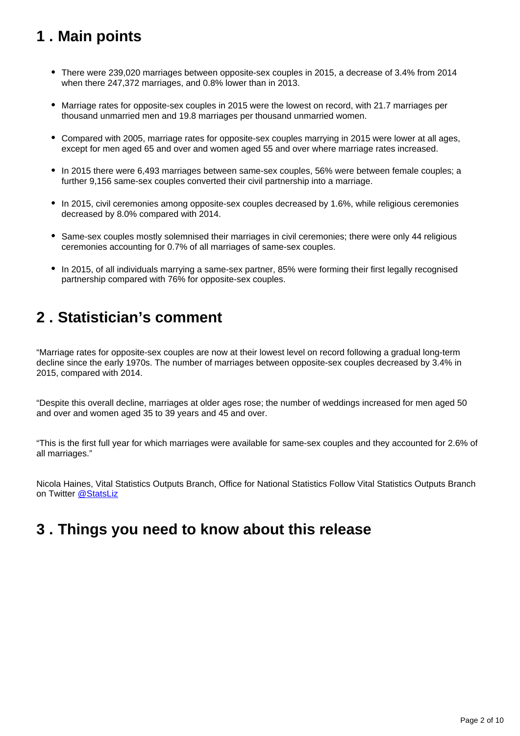## 1 . Main points

- There were 239,020 marriages between opposite-sex couples in 2015, a decrease of 3.4% from 2014 when there 247,372 marriages, and 0.8% lower than in 2013.
- Marriage rates for opposite-sex couples in 2015 were the lowest on record, with 21.7 marriages per thousand unmarried men and 19.8 marriages per thousand unmarried women.
- Compared with 2005, marriage rates for opposite-sex couples marrying in 2015 were lower at all ages, except for men aged 65 and over and women aged 55 and over where marriage rates increased.
- In 2015 there were 6,493 marriages between same-sex couples, 56% were between female couples; a further 9,156 same-sex couples converted their civil partnership into a marriage.
- In 2015, civil ceremonies among opposite-sex couples decreased by 1.6%, while religious ceremonies decreased by 8.0% compared with 2014.
- Same-sex couples mostly solemnised their marriages in civil ceremonies; there were only 44 religious ceremonies accounting for 0.7% of all marriages of same-sex couples.
- In 2015, of all individuals marrying a same-sex partner, 85% were forming their first legally recognised partnership compared with 76% for opposite-sex couples.

## 2 . Statistician's comment

"Marriage rates for opposite-sex couples are now at their lowest level on record following a gradual long-term decline since the early 1970s. The number of marriages between opposite-sex couples decreased by 3.4% in 2015, compared with 2014.

"Despite this overall decline, marriages at older ages rose; the number of weddings increased for men aged 50 and over and women aged 35 to 39 years and 45 and over.

"This is the first full year for which marriages were available for same-sex couples and they accounted for 2.6% of all marriages."

Nicola Haines, Vital Statistics Outputs Branch, Office for National Statistics Follow Vital Statistics Outputs Branch on Twitter @StatsLiz

## 3 . Things you need to know about this release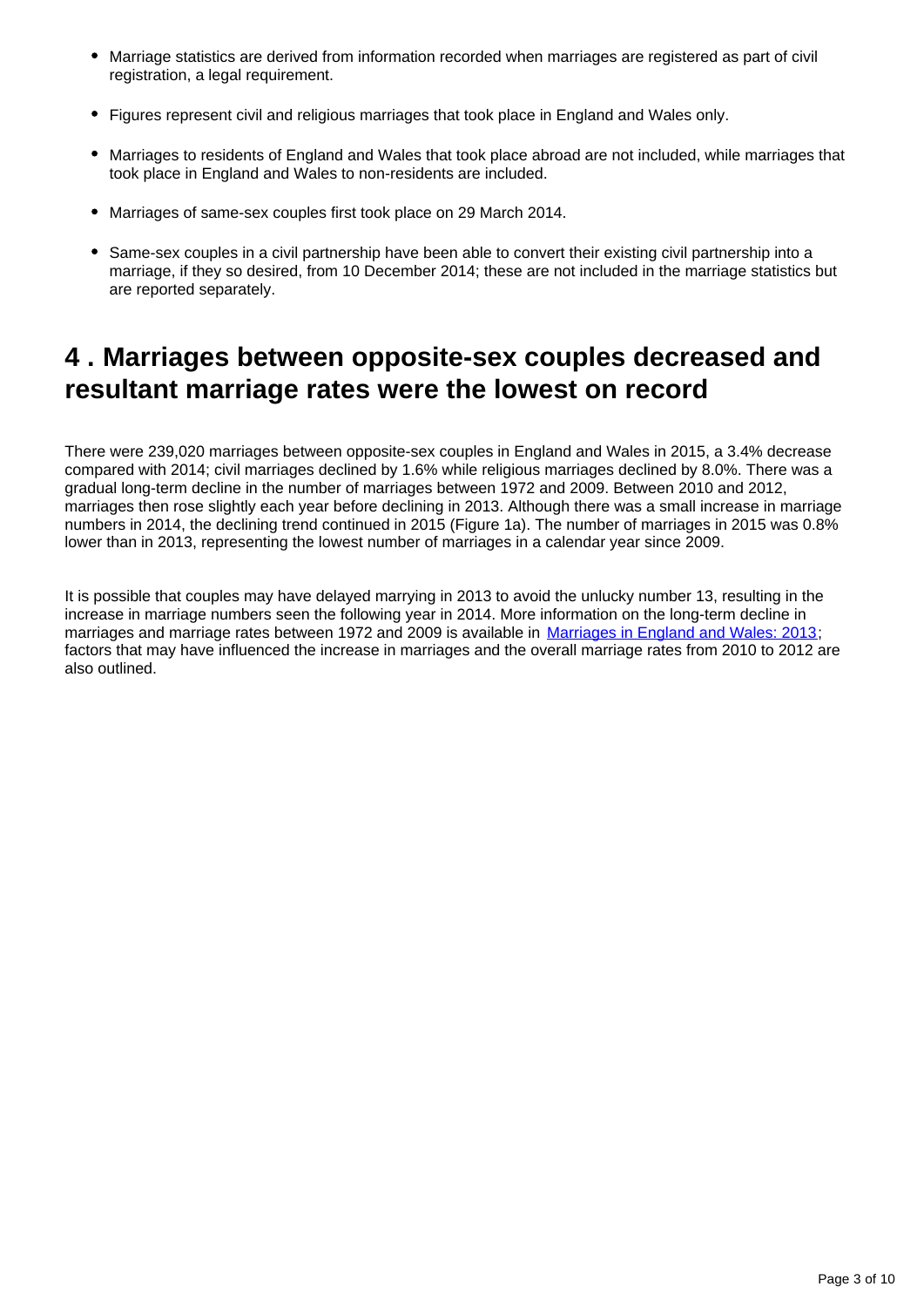- Marriage statistics are derived from information recorded when marriages are registered as part of civil registration, a legal requirement.
- Figures represent civil and religious marriages that took place in England and Wales only.
- Marriages to residents of England and Wales that took place abroad are not included, while marriages that took place in England and Wales to non-residents are included.
- Marriages of same-sex couples first took place on 29 March 2014.
- Same-sex couples in a civil partnership have been able to convert their existing civil partnership into a marriage, if they so desired, from 10 December 2014; these are not included in the marriage statistics but are reported separately.

## 4 . Marriages between opposite-sex couples decreased and resultant marriage rates were the lowest on record

There were 239,020 marriages between opposite-sex couples in England and Wales in 2015, a 3.4% decrease compared with 2014; civil marriages declined by 1.6% while religious marriages declined by 8.0%. There was a gradual long-term decline in the number of marriages between 1972 and 2009. Between 2010 and 2012, marriages then rose slightly each year before declining in 2013. Although there was a small increase in marriage numbers in 2014, the declining trend continued in 2015 (Figure 1a). The number of marriages in 2015 was 0.8% lower than in 2013, representing the lowest number of marriages in a calendar year since 2009.

It is possible that couples may have delayed marrying in 2013 to avoid the unlucky number 13, resulting in the increase in marriage numbers seen the following year in 2014. More information on the long-term decline in marriages and marriage rates between 1972 and 2009 is available in [Marriages in England and Wales: 2013](); factors that may have influenced the increase in marriages and the overall marriage rates from 2010 to 2012 are also outlined.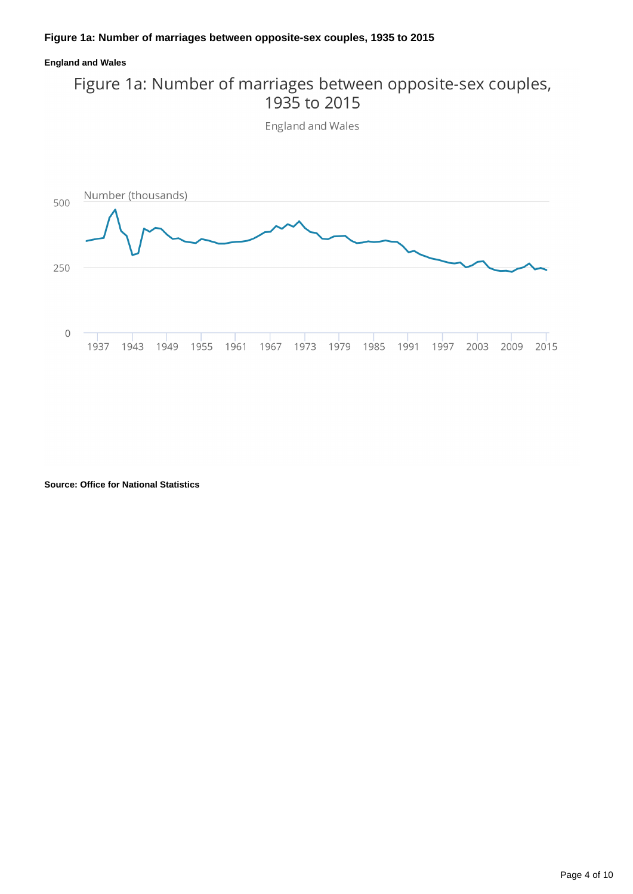### Figure 1a: Number of marriages between opposite-sex couples, 1935 to 2015

#### England and Wales

Source: Office for National Statistics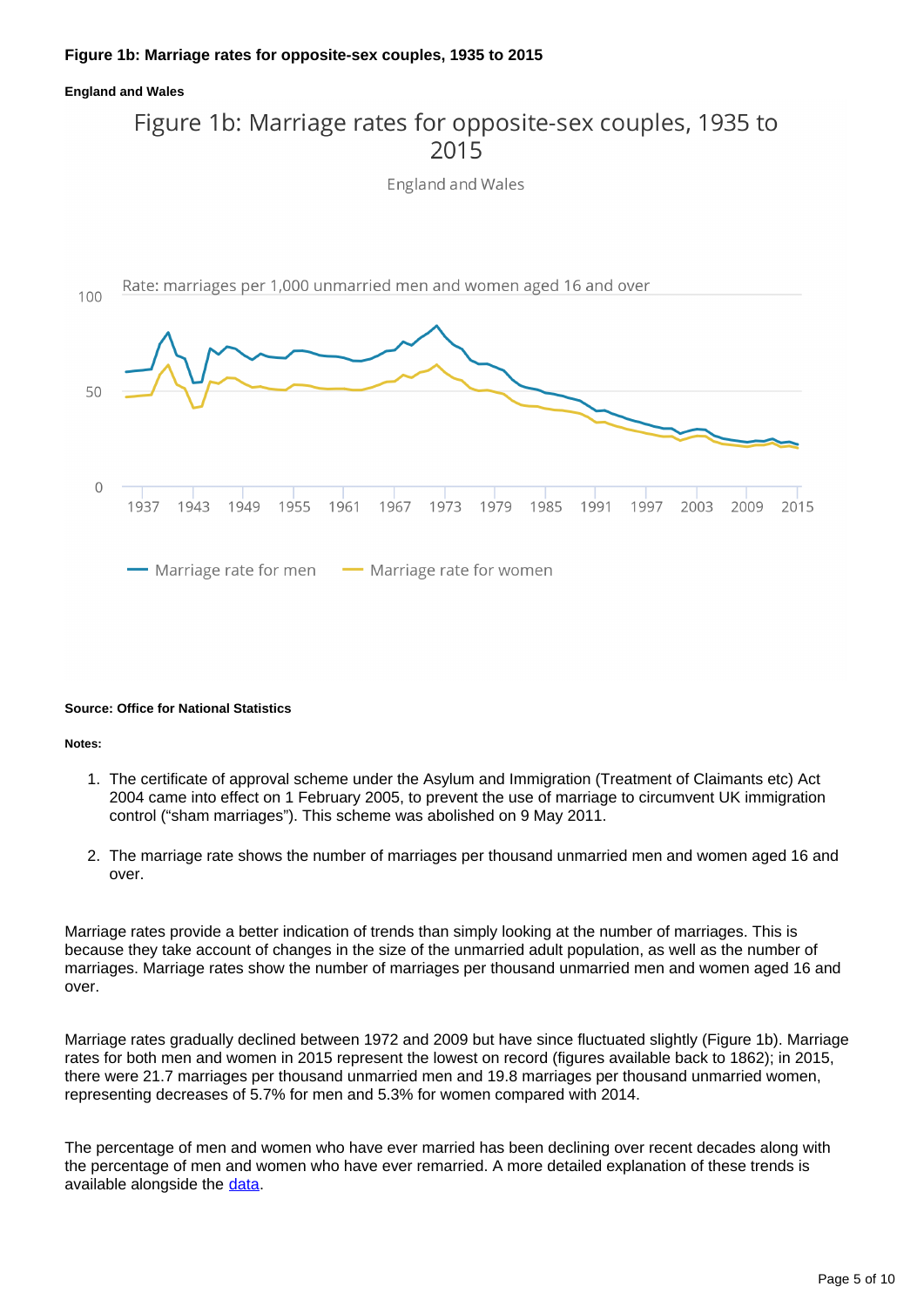**Figure 1b: Marriage rates for opposite-sex couples, 1935 to 2015**

**England and Wales**

**Source: Office for National Statistics**

**Notes:**

1. The certificate of approval scheme under the Asylum and Immigration (Treatment of Claimants etc) Act 2004 came into effect on 1 February 2005, to prevent the use of marriage to circumvent UK immigration control ("sham marriages"). This scheme was abolished on 9 May 2011.

2. The marriage rate shows the number of marriages per thousand unmarried men and women aged 16 and over.

Marriage rates provide a better indication of trends than simply looking at the number of marriages. This is because they take account of changes in the size of the unmarried adult population, as well as the number of marriages. Marriage rates show the number of marriages per thousand unmarried men and women aged 16 and over.

Marriage rates gradually declined between 1972 and 2009 but have since fluctuated slightly (Figure 1b). Marriage rates for both men and women in 2015 represent the lowest on record (figures available back to 1862); in 2015, there were 21.7 marriages per thousand unmarried men and 19.8 marriages per thousand unmarried women, representing decreases of 5.7% for men and 5.3% for women compared with 2014.

The percentage of men and women who have ever married has been declining over recent decades along with the percentage of men and women who have ever remarried. A more detailed explanation of these trends is available alongside the data.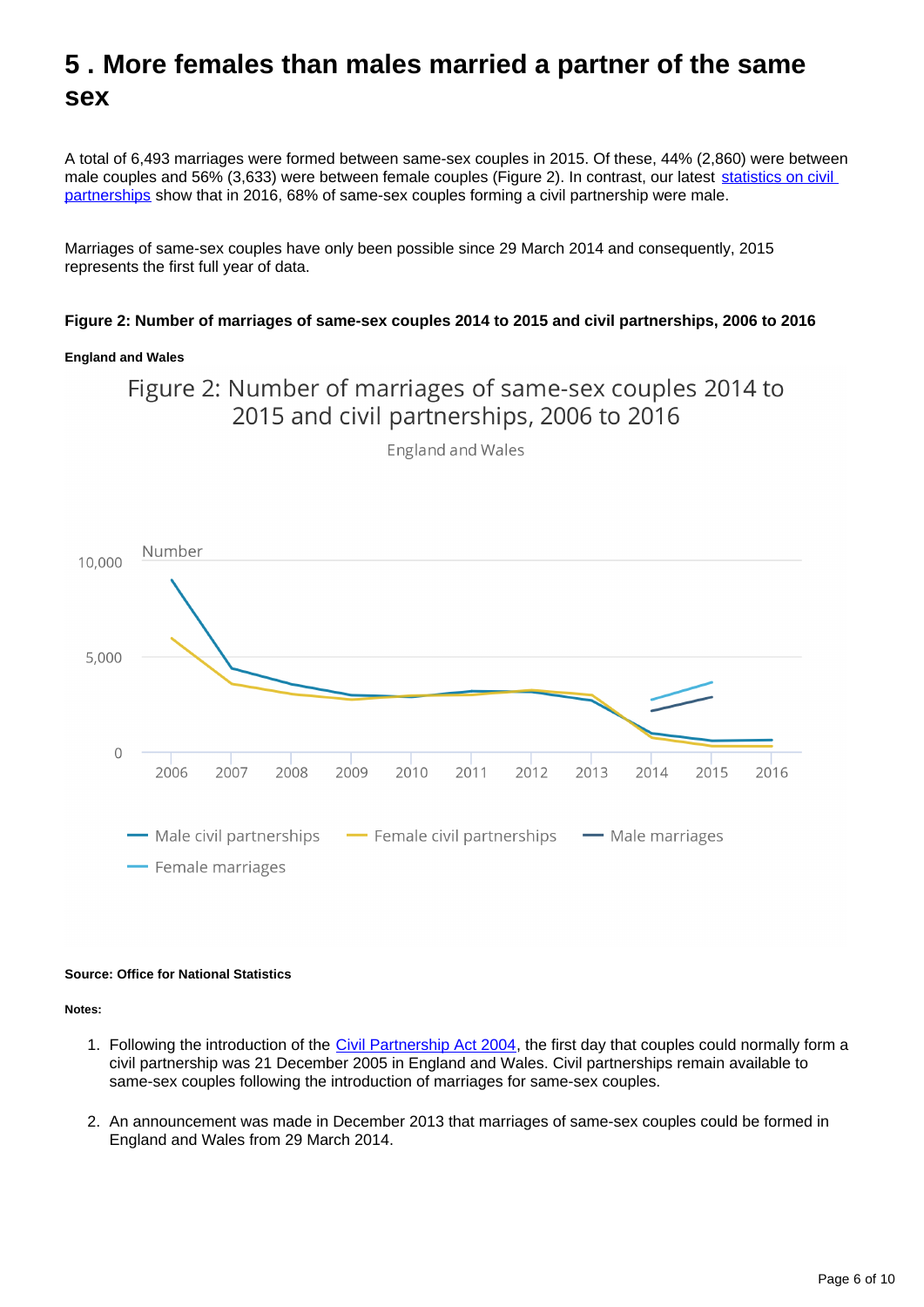## 5 . More females than males married a partner of the same sex

A total of 6,493 marriages were formed between same-sex couples in 2015. Of these, 44% (2,860) were between male couples and 56% (3,633) were between female couples (Figure 2). In contrast, our latest statistics on civil partnerships show that in 2016, 68% of same-sex couples forming a civil partnership were male.

Marriages of same-sex couples have only been possible since 29 March 2014 and consequently, 2015 represents the first full year of data.

**Figure 2: Number of marriages of same-sex couples 2014 to 2015 and civil partnerships, 2006 to 2016**

**England and Wales**

Figure 2: Number of marriages of same-sex couples 2014 to 2015 and civil partnerships, 2006 to 2016

England and Wales

Number

10,000

5,000

0

2006 2007 2008 2009 2010 2011 2012 2013 2014 2015 2016

Male civil partnerships — Female civil partnerships — Male marriages — Female marriages

**Source: Office for National Statistics**

**Notes:**

1. Following the introduction of the Civil Partnership Act 2004, the first day that couples could normally form a civil partnership was 21 December 2005 in England and Wales. Civil partnerships remain available to same-sex couples following the introduction of marriages for same-sex couples.

2. An announcement was made in December 2013 that marriages of same-sex couples could be formed in England and Wales from 29 March 2014.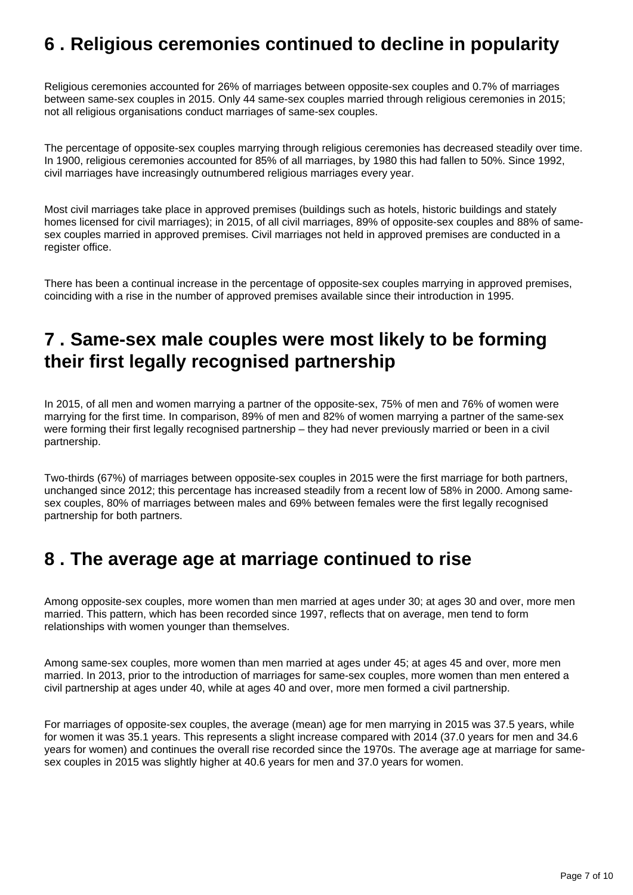## 6 . Religious ceremonies continued to decline in popularity

Religious ceremonies accounted for 26% of marriages between opposite-sex couples and 0.7% of marriages between same-sex couples in 2015. Only 44 same-sex couples married through religious ceremonies in 2015; not all religious organisations conduct marriages of same-sex couples.

The percentage of opposite-sex couples marrying through religious ceremonies has decreased steadily over time. In 1900, religious ceremonies accounted for 85% of all marriages, by 1980 this had fallen to 50%. Since 1992, civil marriages have increasingly outnumbered religious marriages every year.

Most civil marriages take place in approved premises (buildings such as hotels, historic buildings and stately homes licensed for civil marriages); in 2015, of all civil marriages, 89% of opposite-sex couples and 88% of same-sex couples married in approved premises. Civil marriages not held in approved premises are conducted in a register office.

There has been a continual increase in the percentage of opposite-sex couples marrying in approved premises, coinciding with a rise in the number of approved premises available since their introduction in 1995.

## 7 . Same-sex male couples were most likely to be forming their first legally recognised partnership

In 2015, of all men and women marrying a partner of the opposite-sex, 75% of men and 76% of women were marrying for the first time. In comparison, 89% of men and 82% of women marrying a partner of the same-sex were forming their first legally recognised partnership – they had never previously married or been in a civil partnership.

Two-thirds (67%) of marriages between opposite-sex couples in 2015 were the first marriage for both partners, unchanged since 2012; this percentage has increased steadily from a recent low of 58% in 2000. Among same-sex couples, 80% of marriages between males and 69% between females were the first legally recognised partnership for both partners.

## 8 . The average age at marriage continued to rise

Among opposite-sex couples, more women than men married at ages under 30; at ages 30 and over, more men married. This pattern, which has been recorded since 1997, reflects that on average, men tend to form relationships with women younger than themselves.

Among same-sex couples, more women than men married at ages under 45; at ages 45 and over, more men married. In 2013, prior to the introduction of marriages for same-sex couples, more women than men entered a civil partnership at ages under 40, while at ages 40 and over, more men formed a civil partnership.

For marriages of opposite-sex couples, the average (mean) age for men marrying in 2015 was 37.5 years, while for women it was 35.1 years. This represents a slight increase compared with 2014 (37.0 years for men and 34.6 years for women) and continues the overall rise recorded since the 1970s. The average age at marriage for same-sex couples in 2015 was slightly higher at 40.6 years for men and 37.0 years for women.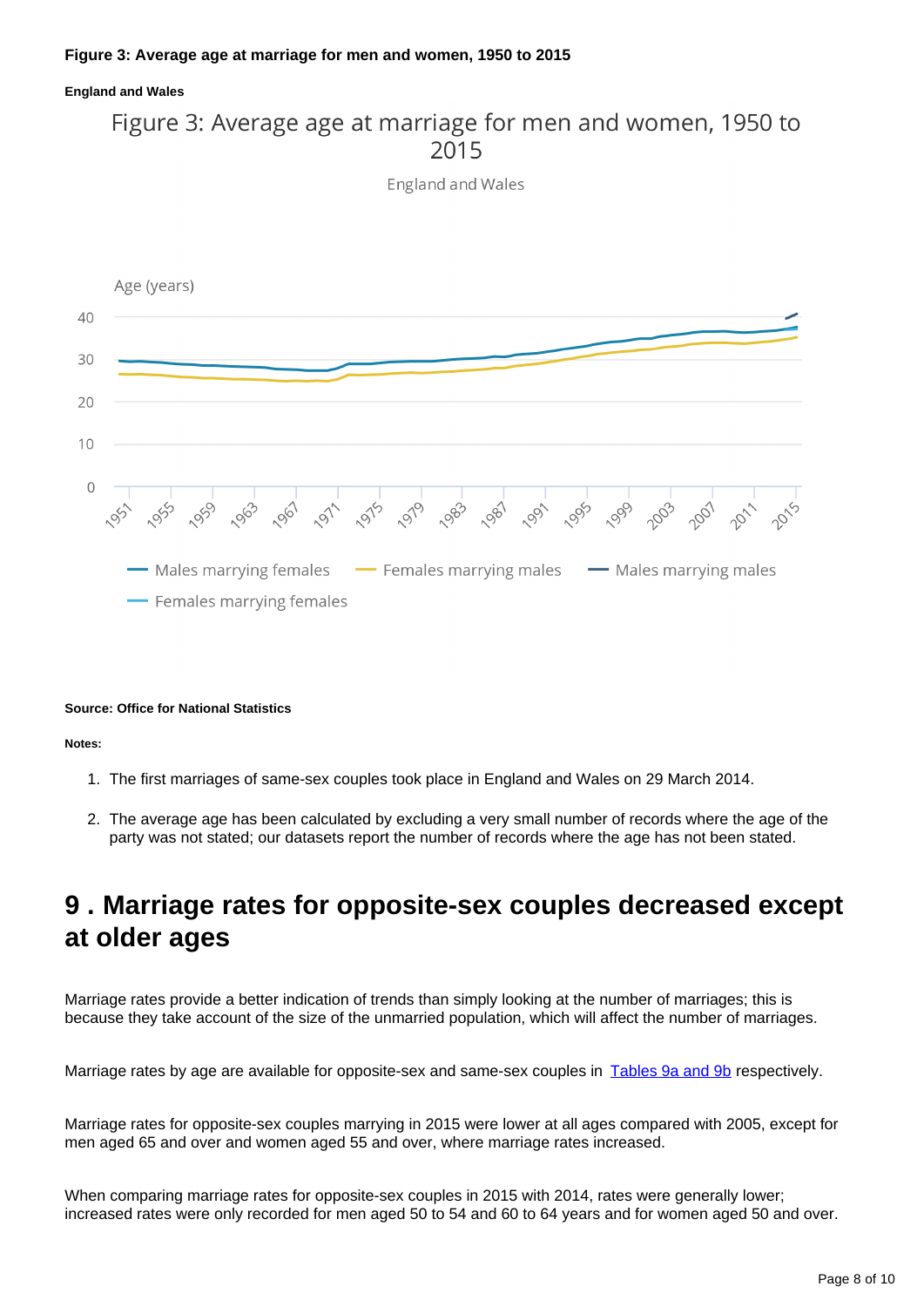**Figure 3: Average age at marriage for men and women, 1950 to 2015**

**England and Wales**

**Source: Office for National Statistics**

**Notes:**

1. The first marriages of same-sex couples took place in England and Wales on 29 March 2014.
2. The average age has been calculated by excluding a very small number of records where the age of the party was not stated; our datasets report the number of records where the age has not been stated.

## 9 . Marriage rates for opposite-sex couples decreased except at older ages

Marriage rates provide a better indication of trends than simply looking at the number of marriages; this is because they take account of the size of the unmarried population, which will affect the number of marriages.

Marriage rates by age are available for opposite-sex and same-sex couples in Tables 9a and 9b respectively.

Marriage rates for opposite-sex couples marrying in 2015 were lower at all ages compared with 2005, except for men aged 65 and over and women aged 55 and over, where marriage rates increased.

When comparing marriage rates for opposite-sex couples in 2015 with 2014, rates were generally lower; increased rates were only recorded for men aged 50 to 54 and 60 to 64 years and for women aged 50 and over.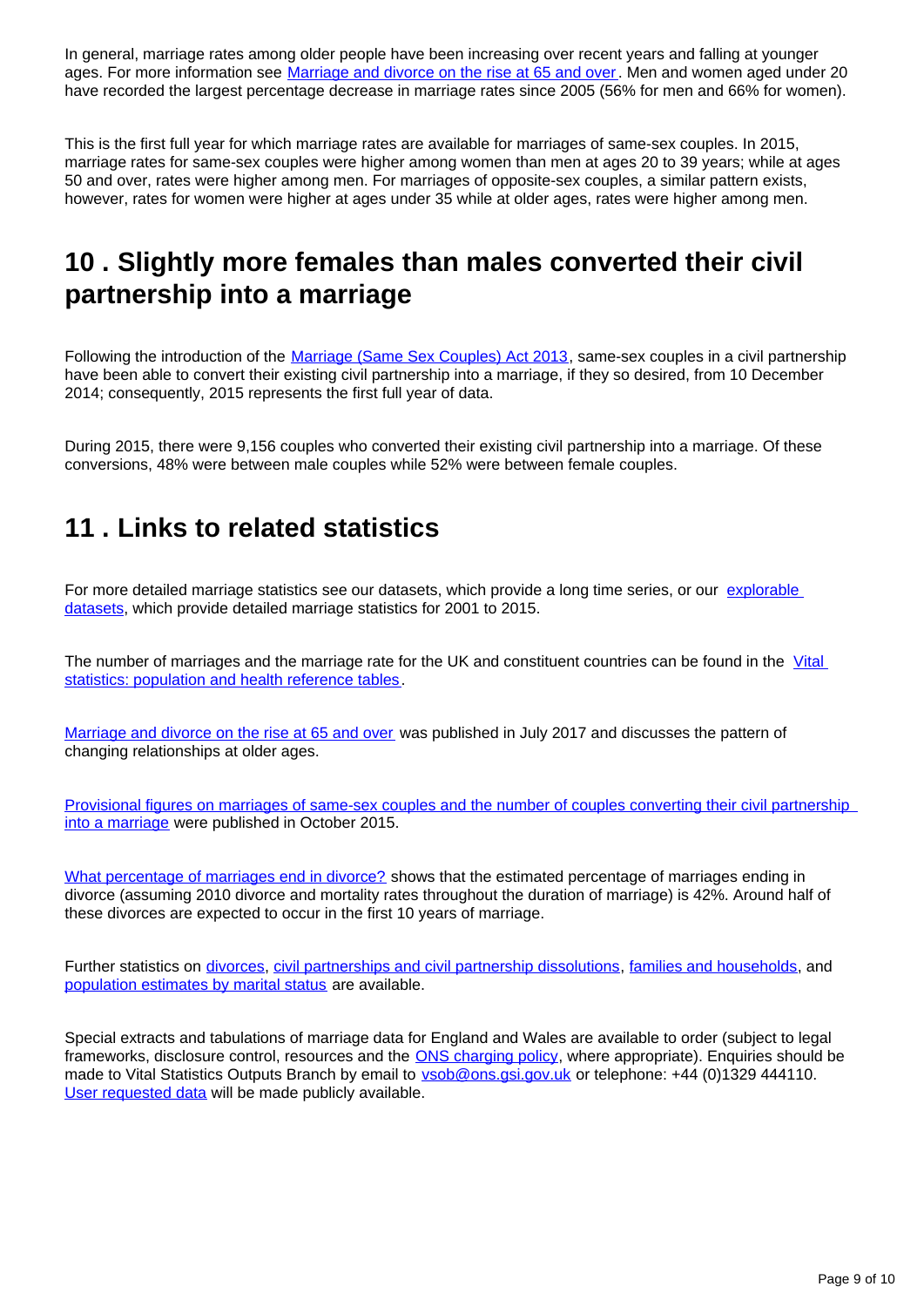In general, marriage rates among older people have been increasing over recent years and falling at younger ages. For more information see [Marriage and divorce on the rise at 65 and over](). Men and women aged under 20 have recorded the largest percentage decrease in marriage rates since 2005 (56% for men and 66% for women).

This is the first full year for which marriage rates are available for marriages of same-sex couples. In 2015, marriage rates for same-sex couples were higher among women than men at ages 20 to 39 years; while at ages 50 and over, rates were higher among men. For marriages of opposite-sex couples, a similar pattern exists, however, rates for women were higher at ages under 35 while at older ages, rates were higher among men.

## 10 . Slightly more females than males converted their civil partnership into a marriage

Following the introduction of the [Marriage (Same Sex Couples) Act 2013](), same-sex couples in a civil partnership have been able to convert their existing civil partnership into a marriage, if they so desired, from 10 December 2014; consequently, 2015 represents the first full year of data.

During 2015, there were 9,156 couples who converted their existing civil partnership into a marriage. Of these conversions, 48% were between male couples while 52% were between female couples.

## 11 . Links to related statistics

For more detailed marriage statistics see our datasets, which provide a long time series, or our [explorable datasets](), which provide detailed marriage statistics for 2001 to 2015.

The number of marriages and the marriage rate for the UK and constituent countries can be found in the [Vital statistics: population and health reference tables]().

[Marriage and divorce on the rise at 65 and over]() was published in July 2017 and discusses the pattern of changing relationships at older ages.

[Provisional figures on marriages of same-sex couples and the number of couples converting their civil partnership into a marriage]() were published in October 2015.

[What percentage of marriages end in divorce?]() shows that the estimated percentage of marriages ending in divorce (assuming 2010 divorce and mortality rates throughout the duration of marriage) is 42%. Around half of these divorces are expected to occur in the first 10 years of marriage.

Further statistics on [divorces](), [civil partnerships and civil partnership dissolutions](), [families and households](), and [population estimates by marital status]() are available.

Special extracts and tabulations of marriage data for England and Wales are available to order (subject to legal frameworks, disclosure control, resources and the [ONS charging policy](), where appropriate). Enquiries should be made to Vital Statistics Outputs Branch by email to [vsob@ons.gsi.gov.uk]() or telephone: +44 (0)1329 444110. [User requested data]() will be made publicly available.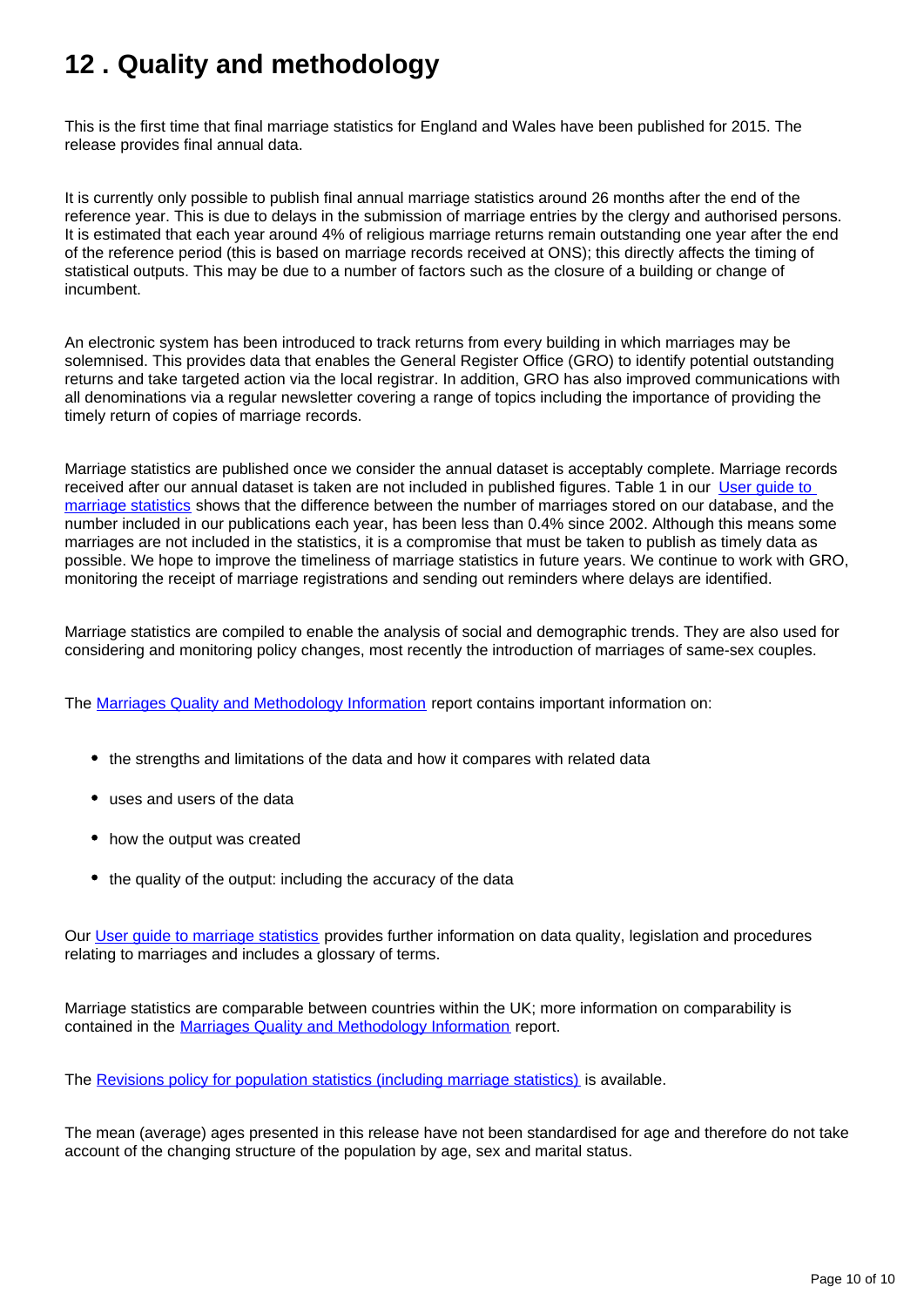# 12 . Quality and methodology

This is the first time that final marriage statistics for England and Wales have been published for 2015. The release provides final annual data.

It is currently only possible to publish final annual marriage statistics around 26 months after the end of the reference year. This is due to delays in the submission of marriage entries by the clergy and authorised persons. It is estimated that each year around 4% of religious marriage returns remain outstanding one year after the end of the reference period (this is based on marriage records received at ONS); this directly affects the timing of statistical outputs. This may be due to a number of factors such as the closure of a building or change of incumbent.

An electronic system has been introduced to track returns from every building in which marriages may be solemnised. This provides data that enables the General Register Office (GRO) to identify potential outstanding returns and take targeted action via the local registrar. In addition, GRO has also improved communications with all denominations via a regular newsletter covering a range of topics including the importance of providing the timely return of copies of marriage records.

Marriage statistics are published once we consider the annual dataset is acceptably complete. Marriage records received after our annual dataset is taken are not included in published figures. Table 1 in our User guide to marriage statistics shows that the difference between the number of marriages stored on our database, and the number included in our publications each year, has been less than 0.4% since 2002. Although this means some marriages are not included in the statistics, it is a compromise that must be taken to publish as timely data as possible. We hope to improve the timeliness of marriage statistics in future years. We continue to work with GRO, monitoring the receipt of marriage registrations and sending out reminders where delays are identified.

Marriage statistics are compiled to enable the analysis of social and demographic trends. They are also used for considering and monitoring policy changes, most recently the introduction of marriages of same-sex couples.

The Marriages Quality and Methodology Information report contains important information on:

- the strengths and limitations of the data and how it compares with related data
- uses and users of the data
- how the output was created
- the quality of the output: including the accuracy of the data

Our User guide to marriage statistics provides further information on data quality, legislation and procedures relating to marriages and includes a glossary of terms.

Marriage statistics are comparable between countries within the UK; more information on comparability is contained in the Marriages Quality and Methodology Information report.

The Revisions policy for population statistics (including marriage statistics) is available.

The mean (average) ages presented in this release have not been standardised for age and therefore do not take account of the changing structure of the population by age, sex and marital status.